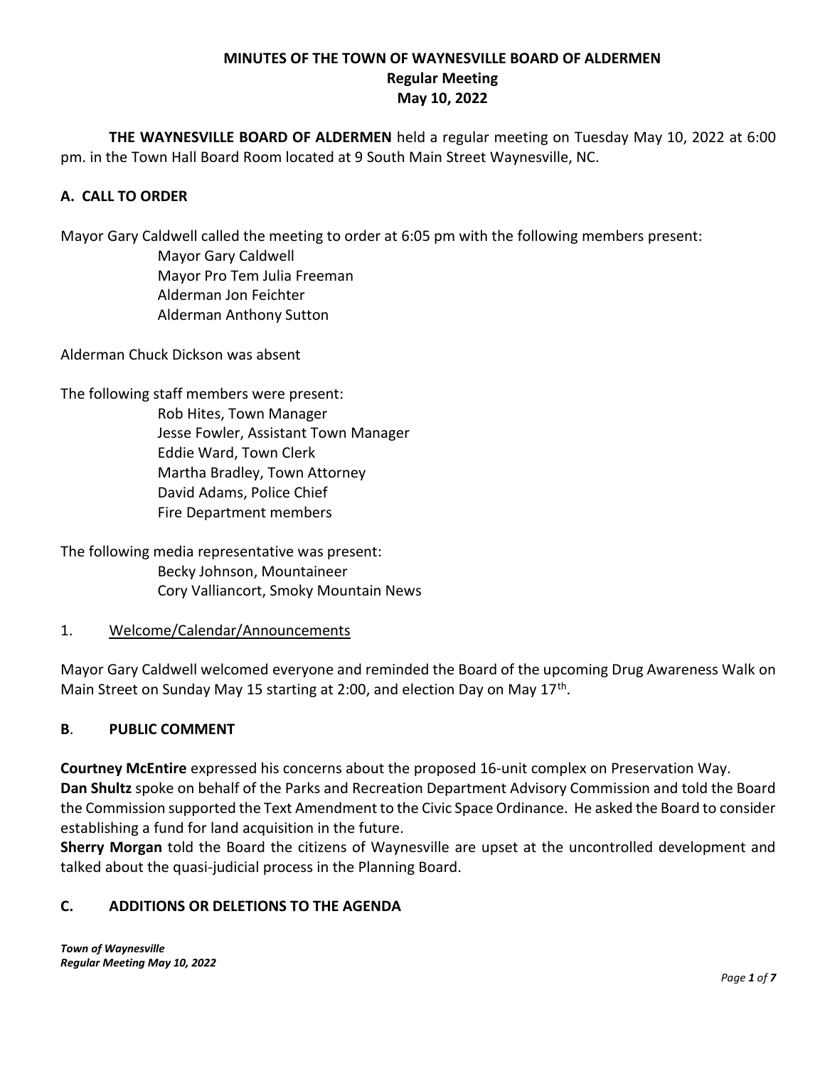# MINUTES OF THE TOWN OF WAYNESVILLE BOARD OF ALDERMEN
## Regular Meeting
## May 10, 2022

**THE WAYNESVILLE BOARD OF ALDERMEN** held a regular meeting on Tuesday May 10, 2022 at 6:00 pm. in the Town Hall Board Room located at 9 South Main Street Waynesville, NC.

## A. CALL TO ORDER

Mayor Gary Caldwell called the meeting to order at 6:05 pm with the following members present:

Mayor Gary Caldwell
Mayor Pro Tem Julia Freeman
Alderman Jon Feichter
Alderman Anthony Sutton

Alderman Chuck Dickson was absent

The following staff members were present:

Rob Hites, Town Manager
Jesse Fowler, Assistant Town Manager
Eddie Ward, Town Clerk
Martha Bradley, Town Attorney
David Adams, Police Chief
Fire Department members

The following media representative was present:

Becky Johnson, Mountaineer
Cory Valliancort, Smoky Mountain News

1. Welcome/Calendar/Announcements

Mayor Gary Caldwell welcomed everyone and reminded the Board of the upcoming Drug Awareness Walk on Main Street on Sunday May 15 starting at 2:00, and election Day on May 17th.

## B. PUBLIC COMMENT

**Courtney McEntire** expressed his concerns about the proposed 16-unit complex on Preservation Way.
**Dan Shultz** spoke on behalf of the Parks and Recreation Department Advisory Commission and told the Board the Commission supported the Text Amendment to the Civic Space Ordinance. He asked the Board to consider establishing a fund for land acquisition in the future.
**Sherry Morgan** told the Board the citizens of Waynesville are upset at the uncontrolled development and talked about the quasi-judicial process in the Planning Board.

## C. ADDITIONS OR DELETIONS TO THE AGENDA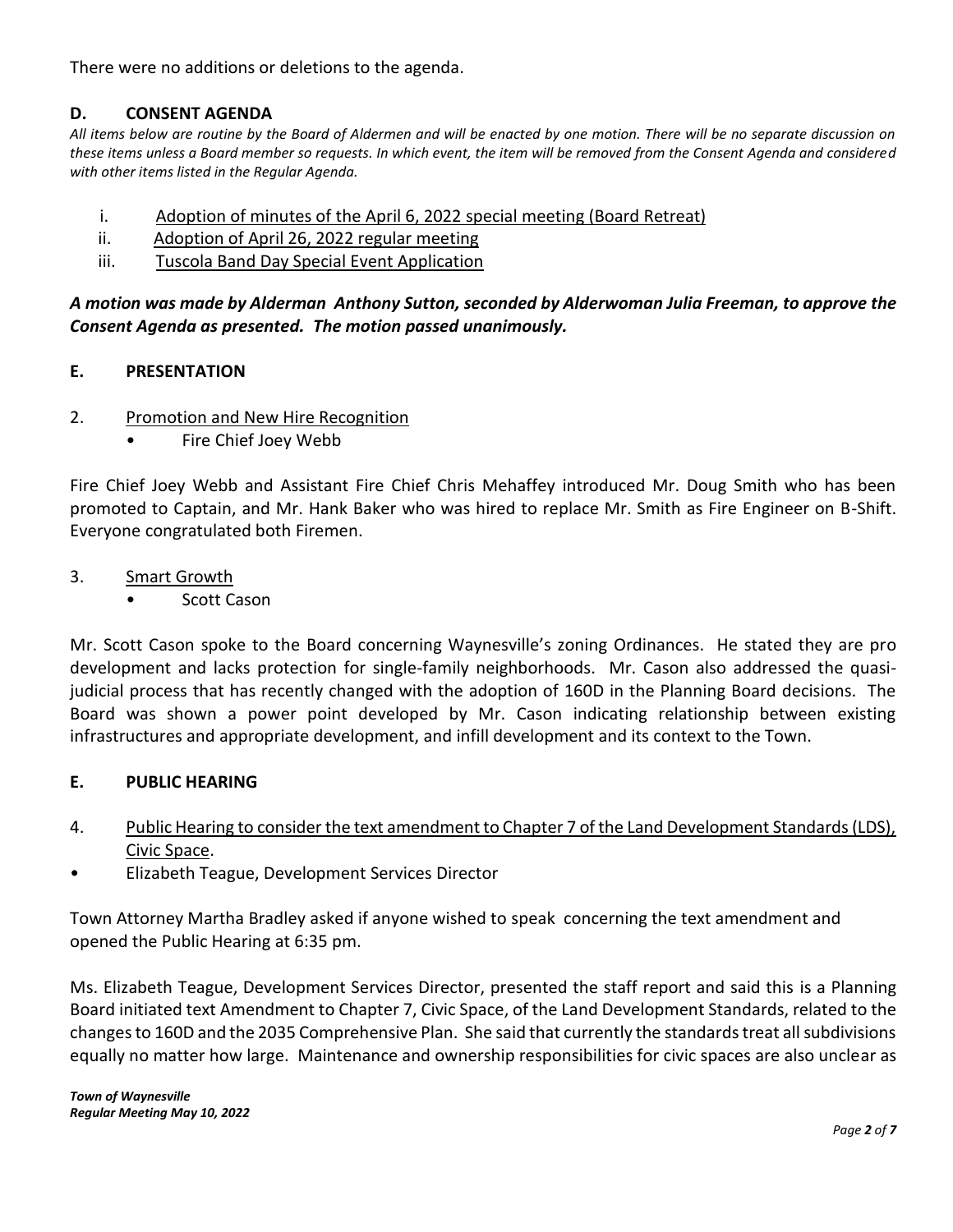There were no additions or deletions to the agenda.

## D. CONSENT AGENDA

*All items below are routine by the Board of Aldermen and will be enacted by one motion. There will be no separate discussion on these items unless a Board member so requests. In which event, the item will be removed from the Consent Agenda and considered with other items listed in the Regular Agenda.*

i. Adoption of minutes of the April 6, 2022 special meeting (Board Retreat)
ii. Adoption of April 26, 2022 regular meeting
iii. Tuscola Band Day Special Event Application

***A motion was made by Alderman Anthony Sutton, seconded by Alderwoman Julia Freeman, to approve the Consent Agenda as presented. The motion passed unanimously.***

## E. PRESENTATION

2. Promotion and New Hire Recognition
   - Fire Chief Joey Webb

Fire Chief Joey Webb and Assistant Fire Chief Chris Mehaffey introduced Mr. Doug Smith who has been promoted to Captain, and Mr. Hank Baker who was hired to replace Mr. Smith as Fire Engineer on B-Shift. Everyone congratulated both Firemen.

3. Smart Growth
   - Scott Cason

Mr. Scott Cason spoke to the Board concerning Waynesville's zoning Ordinances. He stated they are pro development and lacks protection for single-family neighborhoods. Mr. Cason also addressed the quasi-judicial process that has recently changed with the adoption of 160D in the Planning Board decisions. The Board was shown a power point developed by Mr. Cason indicating relationship between existing infrastructures and appropriate development, and infill development and its context to the Town.

## E. PUBLIC HEARING

4. Public Hearing to consider the text amendment to Chapter 7 of the Land Development Standards (LDS), Civic Space.
   - Elizabeth Teague, Development Services Director

Town Attorney Martha Bradley asked if anyone wished to speak concerning the text amendment and opened the Public Hearing at 6:35 pm.

Ms. Elizabeth Teague, Development Services Director, presented the staff report and said this is a Planning Board initiated text Amendment to Chapter 7, Civic Space, of the Land Development Standards, related to the changes to 160D and the 2035 Comprehensive Plan. She said that currently the standards treat all subdivisions equally no matter how large. Maintenance and ownership responsibilities for civic spaces are also unclear as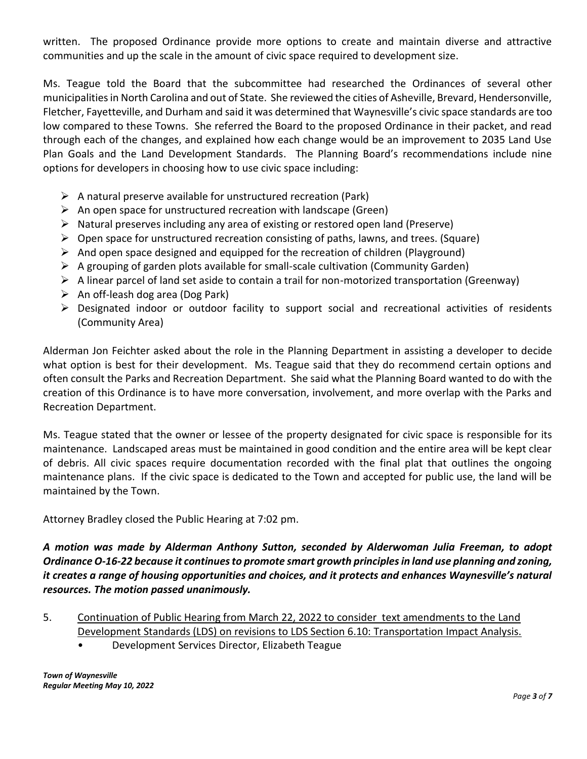written. The proposed Ordinance provide more options to create and maintain diverse and attractive communities and up the scale in the amount of civic space required to development size.

Ms. Teague told the Board that the subcommittee had researched the Ordinances of several other municipalities in North Carolina and out of State. She reviewed the cities of Asheville, Brevard, Hendersonville, Fletcher, Fayetteville, and Durham and said it was determined that Waynesville's civic space standards are too low compared to these Towns. She referred the Board to the proposed Ordinance in their packet, and read through each of the changes, and explained how each change would be an improvement to 2035 Land Use Plan Goals and the Land Development Standards. The Planning Board's recommendations include nine options for developers in choosing how to use civic space including:

- A natural preserve available for unstructured recreation (Park)
- An open space for unstructured recreation with landscape (Green)
- Natural preserves including any area of existing or restored open land (Preserve)
- Open space for unstructured recreation consisting of paths, lawns, and trees. (Square)
- And open space designed and equipped for the recreation of children (Playground)
- A grouping of garden plots available for small-scale cultivation (Community Garden)
- A linear parcel of land set aside to contain a trail for non-motorized transportation (Greenway)
- An off-leash dog area (Dog Park)
- Designated indoor or outdoor facility to support social and recreational activities of residents (Community Area)

Alderman Jon Feichter asked about the role in the Planning Department in assisting a developer to decide what option is best for their development. Ms. Teague said that they do recommend certain options and often consult the Parks and Recreation Department. She said what the Planning Board wanted to do with the creation of this Ordinance is to have more conversation, involvement, and more overlap with the Parks and Recreation Department.

Ms. Teague stated that the owner or lessee of the property designated for civic space is responsible for its maintenance. Landscaped areas must be maintained in good condition and the entire area will be kept clear of debris. All civic spaces require documentation recorded with the final plat that outlines the ongoing maintenance plans. If the civic space is dedicated to the Town and accepted for public use, the land will be maintained by the Town.

Attorney Bradley closed the Public Hearing at 7:02 pm.

***A motion was made by Alderman Anthony Sutton, seconded by Alderwoman Julia Freeman, to adopt Ordinance O-16-22 because it continues to promote smart growth principles in land use planning and zoning, it creates a range of housing opportunities and choices, and it protects and enhances Waynesville's natural resources. The motion passed unanimously.***

5. Continuation of Public Hearing from March 22, 2022 to consider text amendments to the Land Development Standards (LDS) on revisions to LDS Section 6.10: Transportation Impact Analysis.
   - Development Services Director, Elizabeth Teague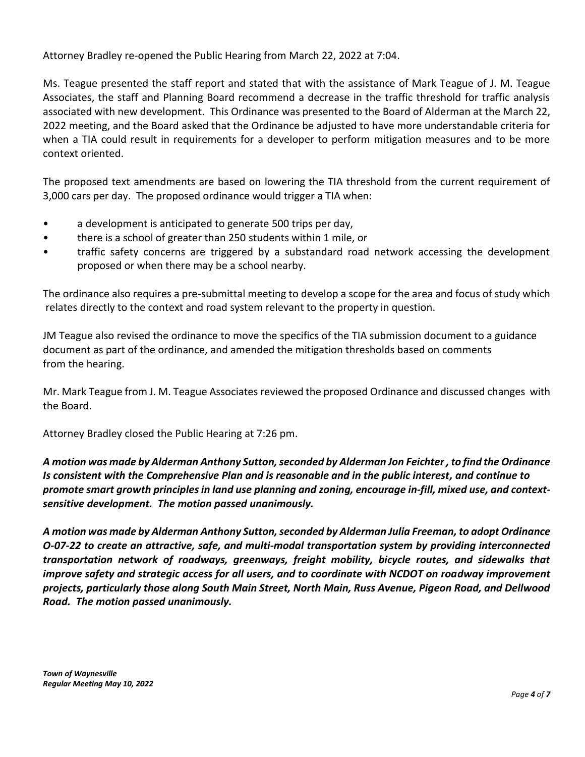Attorney Bradley re-opened the Public Hearing from March 22, 2022 at 7:04.

Ms. Teague presented the staff report and stated that with the assistance of Mark Teague of J. M. Teague Associates, the staff and Planning Board recommend a decrease in the traffic threshold for traffic analysis associated with new development. This Ordinance was presented to the Board of Alderman at the March 22, 2022 meeting, and the Board asked that the Ordinance be adjusted to have more understandable criteria for when a TIA could result in requirements for a developer to perform mitigation measures and to be more context oriented.

The proposed text amendments are based on lowering the TIA threshold from the current requirement of 3,000 cars per day. The proposed ordinance would trigger a TIA when:

- a development is anticipated to generate 500 trips per day,
- there is a school of greater than 250 students within 1 mile, or
- traffic safety concerns are triggered by a substandard road network accessing the development proposed or when there may be a school nearby.

The ordinance also requires a pre-submittal meeting to develop a scope for the area and focus of study which relates directly to the context and road system relevant to the property in question.

JM Teague also revised the ordinance to move the specifics of the TIA submission document to a guidance document as part of the ordinance, and amended the mitigation thresholds based on comments from the hearing.

Mr. Mark Teague from J. M. Teague Associates reviewed the proposed Ordinance and discussed changes with the Board.

Attorney Bradley closed the Public Hearing at 7:26 pm.

***A motion was made by Alderman Anthony Sutton, seconded by Alderman Jon Feichter , to find the Ordinance Is consistent with the Comprehensive Plan and is reasonable and in the public interest, and continue to promote smart growth principles in land use planning and zoning, encourage in-fill, mixed use, and context-sensitive development. The motion passed unanimously.***

***A motion was made by Alderman Anthony Sutton, seconded by Alderman Julia Freeman, to adopt Ordinance O-07-22 to create an attractive, safe, and multi-modal transportation system by providing interconnected transportation network of roadways, greenways, freight mobility, bicycle routes, and sidewalks that improve safety and strategic access for all users, and to coordinate with NCDOT on roadway improvement projects, particularly those along South Main Street, North Main, Russ Avenue, Pigeon Road, and Dellwood Road. The motion passed unanimously.***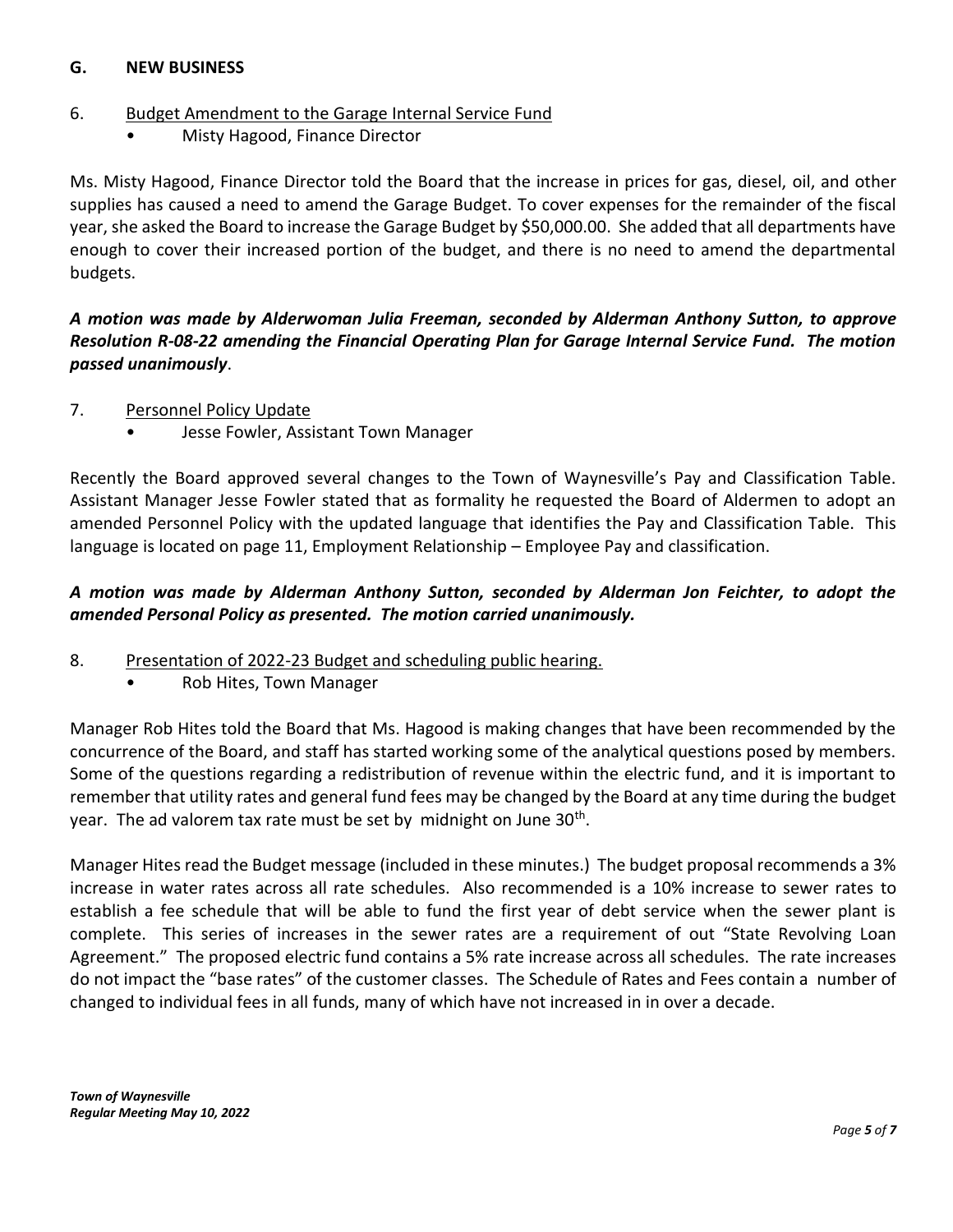## G. NEW BUSINESS

6. <u>Budget Amendment to the Garage Internal Service Fund</u>
   - Misty Hagood, Finance Director

Ms. Misty Hagood, Finance Director told the Board that the increase in prices for gas, diesel, oil, and other supplies has caused a need to amend the Garage Budget. To cover expenses for the remainder of the fiscal year, she asked the Board to increase the Garage Budget by $50,000.00. She added that all departments have enough to cover their increased portion of the budget, and there is no need to amend the departmental budgets.

***A motion was made by Alderwoman Julia Freeman, seconded by Alderman Anthony Sutton, to approve Resolution R-08-22 amending the Financial Operating Plan for Garage Internal Service Fund. The motion passed unanimously***.

7. <u>Personnel Policy Update</u>
   - Jesse Fowler, Assistant Town Manager

Recently the Board approved several changes to the Town of Waynesville's Pay and Classification Table. Assistant Manager Jesse Fowler stated that as formality he requested the Board of Aldermen to adopt an amended Personnel Policy with the updated language that identifies the Pay and Classification Table. This language is located on page 11, Employment Relationship – Employee Pay and classification.

***A motion was made by Alderman Anthony Sutton, seconded by Alderman Jon Feichter, to adopt the amended Personal Policy as presented. The motion carried unanimously.***

8. <u>Presentation of 2022-23 Budget and scheduling public hearing.</u>
   - Rob Hites, Town Manager

Manager Rob Hites told the Board that Ms. Hagood is making changes that have been recommended by the concurrence of the Board, and staff has started working some of the analytical questions posed by members. Some of the questions regarding a redistribution of revenue within the electric fund, and it is important to remember that utility rates and general fund fees may be changed by the Board at any time during the budget year. The ad valorem tax rate must be set by midnight on June 30th.

Manager Hites read the Budget message (included in these minutes.) The budget proposal recommends a 3% increase in water rates across all rate schedules. Also recommended is a 10% increase to sewer rates to establish a fee schedule that will be able to fund the first year of debt service when the sewer plant is complete. This series of increases in the sewer rates are a requirement of out "State Revolving Loan Agreement." The proposed electric fund contains a 5% rate increase across all schedules. The rate increases do not impact the "base rates" of the customer classes. The Schedule of Rates and Fees contain a number of changed to individual fees in all funds, many of which have not increased in in over a decade.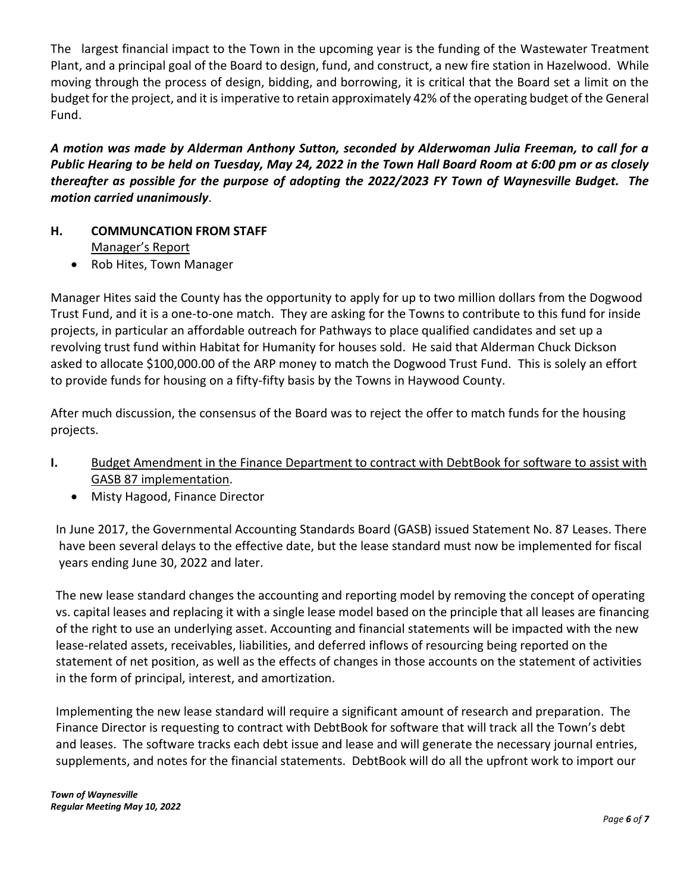The largest financial impact to the Town in the upcoming year is the funding of the Wastewater Treatment Plant, and a principal goal of the Board to design, fund, and construct, a new fire station in Hazelwood. While moving through the process of design, bidding, and borrowing, it is critical that the Board set a limit on the budget for the project, and it is imperative to retain approximately 42% of the operating budget of the General Fund.

***A motion was made by Alderman Anthony Sutton, seconded by Alderwoman Julia Freeman, to call for a Public Hearing to be held on Tuesday, May 24, 2022 in the Town Hall Board Room at 6:00 pm or as closely thereafter as possible for the purpose of adopting the 2022/2023 FY Town of Waynesville Budget. The motion carried unanimously***.

## H. COMMUNCATION FROM STAFF

Manager's Report

- Rob Hites, Town Manager

Manager Hites said the County has the opportunity to apply for up to two million dollars from the Dogwood Trust Fund, and it is a one-to-one match. They are asking for the Towns to contribute to this fund for inside projects, in particular an affordable outreach for Pathways to place qualified candidates and set up a revolving trust fund within Habitat for Humanity for houses sold. He said that Alderman Chuck Dickson asked to allocate $100,000.00 of the ARP money to match the Dogwood Trust Fund. This is solely an effort to provide funds for housing on a fifty-fifty basis by the Towns in Haywood County.

After much discussion, the consensus of the Board was to reject the offer to match funds for the housing projects.

## I. Budget Amendment in the Finance Department to contract with DebtBook for software to assist with GASB 87 implementation.

- Misty Hagood, Finance Director

In June 2017, the Governmental Accounting Standards Board (GASB) issued Statement No. 87 Leases. There have been several delays to the effective date, but the lease standard must now be implemented for fiscal years ending June 30, 2022 and later.

The new lease standard changes the accounting and reporting model by removing the concept of operating vs. capital leases and replacing it with a single lease model based on the principle that all leases are financing of the right to use an underlying asset. Accounting and financial statements will be impacted with the new lease-related assets, receivables, liabilities, and deferred inflows of resourcing being reported on the statement of net position, as well as the effects of changes in those accounts on the statement of activities in the form of principal, interest, and amortization.

Implementing the new lease standard will require a significant amount of research and preparation. The Finance Director is requesting to contract with DebtBook for software that will track all the Town's debt and leases. The software tracks each debt issue and lease and will generate the necessary journal entries, supplements, and notes for the financial statements. DebtBook will do all the upfront work to import our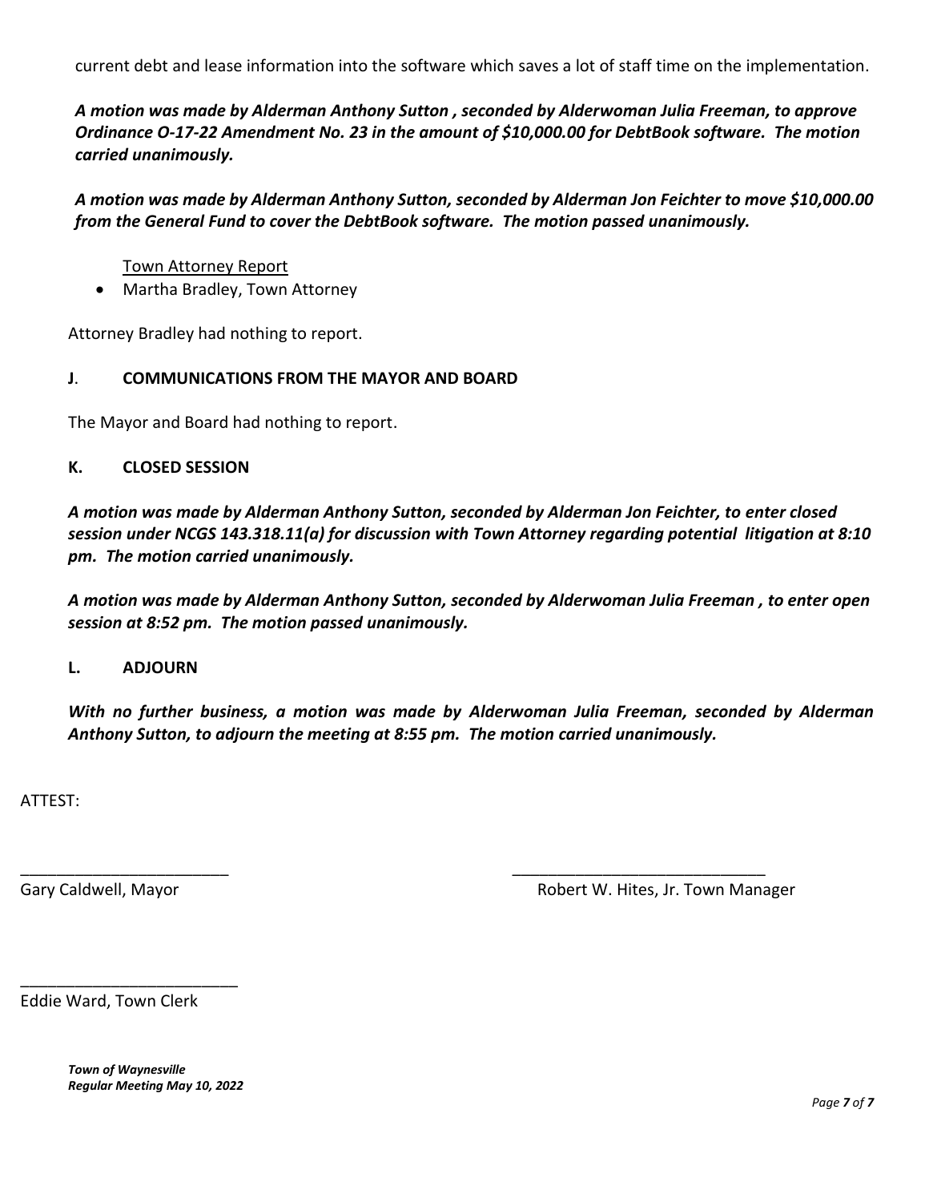current debt and lease information into the software which saves a lot of staff time on the implementation.

***A motion was made by Alderman Anthony Sutton , seconded by Alderwoman Julia Freeman, to approve Ordinance O-17-22 Amendment No. 23 in the amount of $10,000.00 for DebtBook software. The motion carried unanimously.***

***A motion was made by Alderman Anthony Sutton, seconded by Alderman Jon Feichter to move $10,000.00 from the General Fund to cover the DebtBook software. The motion passed unanimously.***

Town Attorney Report

- Martha Bradley, Town Attorney

Attorney Bradley had nothing to report.

## J. COMMUNICATIONS FROM THE MAYOR AND BOARD

The Mayor and Board had nothing to report.

## K. CLOSED SESSION

***A motion was made by Alderman Anthony Sutton, seconded by Alderman Jon Feichter, to enter closed session under NCGS 143.318.11(a) for discussion with Town Attorney regarding potential litigation at 8:10 pm. The motion carried unanimously.***

***A motion was made by Alderman Anthony Sutton, seconded by Alderwoman Julia Freeman , to enter open session at 8:52 pm. The motion passed unanimously.***

## L. ADJOURN

***With no further business, a motion was made by Alderwoman Julia Freeman, seconded by Alderman Anthony Sutton, to adjourn the meeting at 8:55 pm. The motion carried unanimously.***

ATTEST:

\_\_\_\_\_\_\_\_\_\_\_\_\_\_\_\_\_\_\_\_\_\_\_\_
Gary Caldwell, Mayor

\_\_\_\_\_\_\_\_\_\_\_\_\_\_\_\_\_\_\_\_\_\_\_\_\_\_\_\_\_\_
Robert W. Hites, Jr. Town Manager

\_\_\_\_\_\_\_\_\_\_\_\_\_\_\_\_\_\_\_\_\_\_\_\_\_
Eddie Ward, Town Clerk